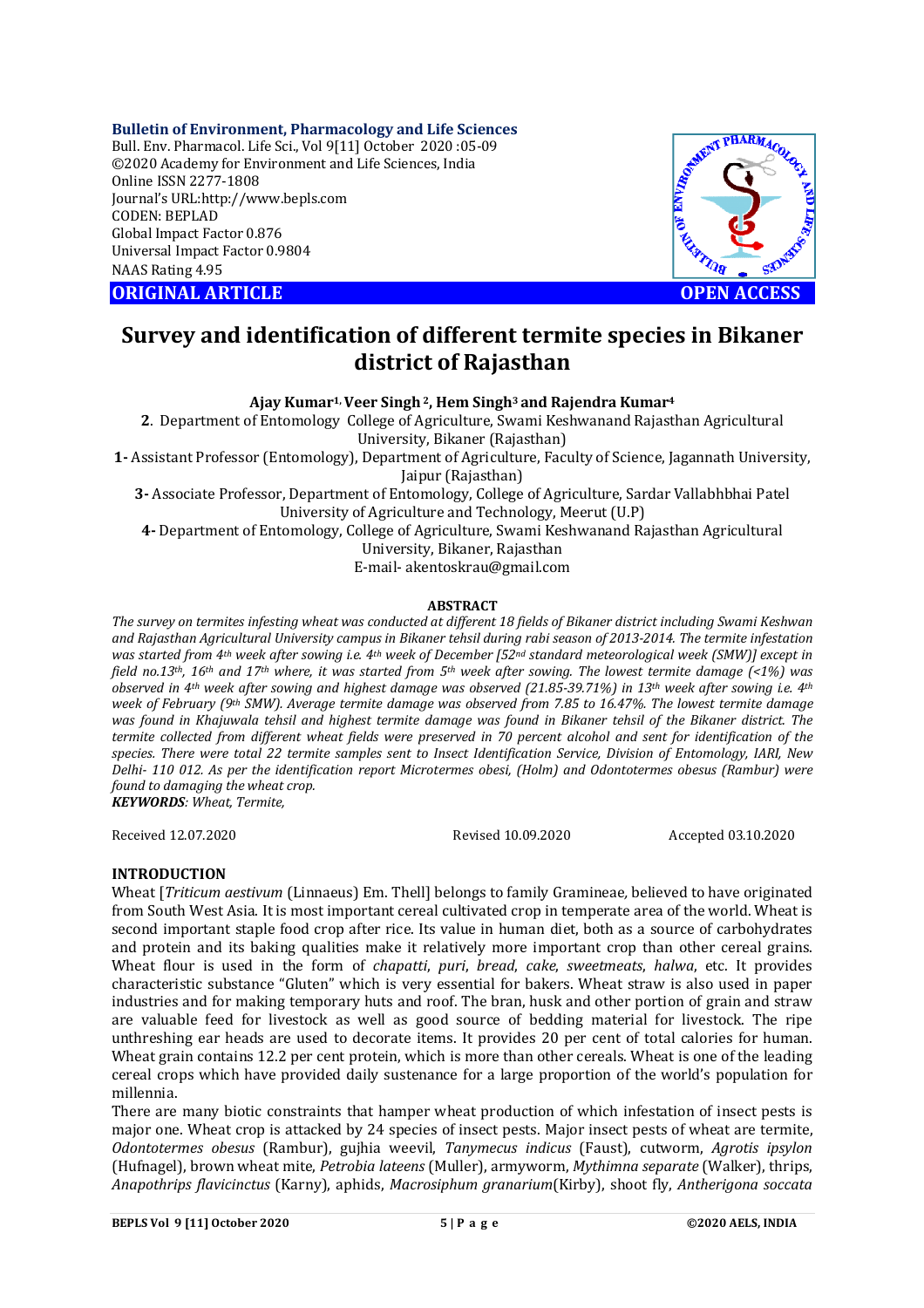Bulletin of Environment, Pharmacology and Life Sciences
Bull. Env. Pharmacol. Life Sci., Vol 9[11] October 2020 :05-09
©2020 Academy for Environment and Life Sciences, India
Online ISSN 2277-1808
Journal's URL:http://www.bepls.com
CODEN: BEPLAD
Global Impact Factor 0.876
Universal Impact Factor 0.9804
NAAS Rating 4.95

**ORIGINAL ARTICLE** **OPEN ACCESS**

# Survey and identification of different termite species in Bikaner district of Rajasthan

**Ajay Kumar[1], Veer Singh [2], Hem Singh[3] and Rajendra Kumar[4]**

**2**. Department of Entomology College of Agriculture, Swami Keshwanand Rajasthan Agricultural University, Bikaner (Rajasthan)

**1-** Assistant Professor (Entomology), Department of Agriculture, Faculty of Science, Jagannath University, Jaipur (Rajasthan)

**3-** Associate Professor, Department of Entomology, College of Agriculture, Sardar Vallabhbhai Patel University of Agriculture and Technology, Meerut (U.P)

**4-** Department of Entomology, College of Agriculture, Swami Keshwanand Rajasthan Agricultural University, Bikaner, Rajasthan

E-mail- akentoskrau@gmail.com

## ABSTRACT

*The survey on termites infesting wheat was conducted at different 18 fields of Bikaner district including Swami Keshwan and Rajasthan Agricultural University campus in Bikaner tehsil during rabi season of 2013-2014. The termite infestation was started from 4th week after sowing i.e. 4th week of December [52nd standard meteorological week (SMW)] except in field no.13th, 16th and 17th where, it was started from 5th week after sowing. The lowest termite damage (<1%) was observed in 4th week after sowing and highest damage was observed (21.85-39.71%) in 13th week after sowing i.e. 4th week of February (9th SMW). Average termite damage was observed from 7.85 to 16.47%. The lowest termite damage was found in Khajuwala tehsil and highest termite damage was found in Bikaner tehsil of the Bikaner district. The termite collected from different wheat fields were preserved in 70 percent alcohol and sent for identification of the species. There were total 22 termite samples sent to Insect Identification Service, Division of Entomology, IARI, New Delhi- 110 012. As per the identification report Microtermes obesi, (Holm) and Odontotermes obesus (Rambur) were found to damaging the wheat crop.*

***KEYWORDS**: Wheat, Termite,*

Received 12.07.2020 Revised 10.09.2020 Accepted 03.10.2020

## INTRODUCTION

Wheat [*Triticum aestivum* (Linnaeus) Em. Thell] belongs to family Gramineae, believed to have originated from South West Asia. It is most important cereal cultivated crop in temperate area of the world. Wheat is second important staple food crop after rice. Its value in human diet, both as a source of carbohydrates and protein and its baking qualities make it relatively more important crop than other cereal grains. Wheat flour is used in the form of *chapatti*, *puri*, *bread*, *cake*, *sweetmeats*, *halwa*, etc. It provides characteristic substance "Gluten" which is very essential for bakers. Wheat straw is also used in paper industries and for making temporary huts and roof. The bran, husk and other portion of grain and straw are valuable feed for livestock as well as good source of bedding material for livestock. The ripe unthreshing ear heads are used to decorate items. It provides 20 per cent of total calories for human. Wheat grain contains 12.2 per cent protein, which is more than other cereals. Wheat is one of the leading cereal crops which have provided daily sustenance for a large proportion of the world's population for millennia.

There are many biotic constraints that hamper wheat production of which infestation of insect pests is major one. Wheat crop is attacked by 24 species of insect pests. Major insect pests of wheat are termite, *Odontotermes obesus* (Rambur), gujhia weevil, *Tanymecus indicus* (Faust), cutworm, *Agrotis ipsylon* (Hufnagel), brown wheat mite, *Petrobia lateens* (Muller), armyworm, *Mythimna separate* (Walker), thrips, *Anapothrips flavicinctus* (Karny), aphids, *Macrosiphum granarium*(Kirby), shoot fly, *Antherigona soccata*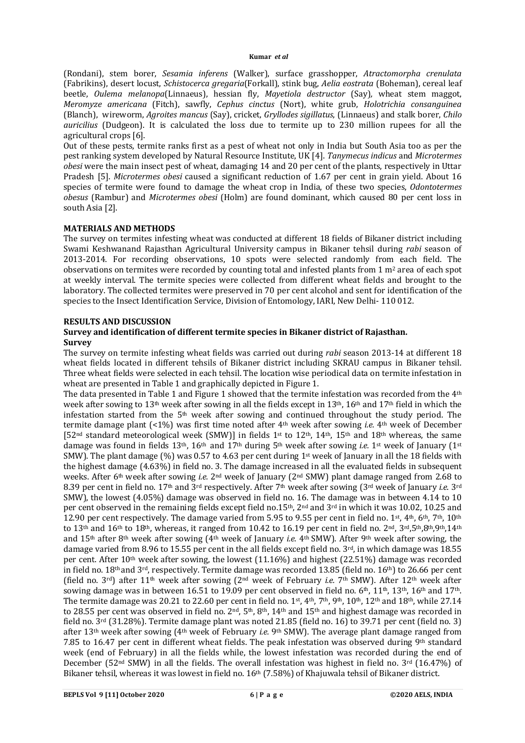(Rondani), stem borer, *Sesamia inferens* (Walker), surface grasshopper, *Atractomorpha crenulata* (Fabrikins), desert locust, *Schistocerca gregaria*(Forkall), stink bug, *Aelia eostrata* (Boheman), cereal leaf beetle, *Oulema melanopa*(Linnaeus), hessian fly, *Mayetiola destructor* (Say), wheat stem maggot, *Meromyze americana* (Fitch), sawfly, *Cephus cinctus* (Nort), white grub, *Holotrichia consanguinea* (Blanch), wireworm, *Agroites mancus* (Say), cricket, *Gryllodes sigillatus*, (Linnaeus) and stalk borer, *Chilo auricilius* (Dudgeon). It is calculated the loss due to termite up to 230 million rupees for all the agricultural crops [6].

Out of these pests, termite ranks first as a pest of wheat not only in India but South Asia too as per the pest ranking system developed by Natural Resource Institute, UK [4]. *Tanymecus indicus* and *Microtermes obesi* were the main insect pest of wheat, damaging 14 and 20 per cent of the plants, respectively in Uttar Pradesh [5]. *Microtermes obesi* caused a significant reduction of 1.67 per cent in grain yield. About 16 species of termite were found to damage the wheat crop in India, of these two species, *Odontotermes obesus* (Rambur) and *Microtermes obesi* (Holm) are found dominant, which caused 80 per cent loss in south Asia [2].

## MATERIALS AND METHODS

The survey on termites infesting wheat was conducted at different 18 fields of Bikaner district including Swami Keshwanand Rajasthan Agricultural University campus in Bikaner tehsil during *rabi* season of 2013-2014. For recording observations, 10 spots were selected randomly from each field. The observations on termites were recorded by counting total and infested plants from 1 $m^2$ area of each spot at weekly interval. The termite species were collected from different wheat fields and brought to the laboratory. The collected termites were preserved in 70 per cent alcohol and sent for identification of the species to the Insect Identification Service, Division of Entomology, IARI, New Delhi- 110 012.

## RESULTS AND DISCUSSION

### Survey and identification of different termite species in Bikaner district of Rajasthan.

**Survey**

The survey on termite infesting wheat fields was carried out during *rabi* season 2013-14 at different 18 wheat fields located in different tehsils of Bikaner district including SKRAU campus in Bikaner tehsil. Three wheat fields were selected in each tehsil. The location wise periodical data on termite infestation in wheat are presented in Table 1 and graphically depicted in Figure 1.

The data presented in Table 1 and Figure 1 showed that the termite infestation was recorded from the 4th week after sowing to 13th week after sowing in all the fields except in 13th, 16th and 17th field in which the infestation started from the 5th week after sowing and continued throughout the study period. The termite damage plant (<1%) was first time noted after 4th week after sowing *i.e.* 4th week of December [52nd standard meteorological week (SMW)] in fields 1st to 12th, 14th, 15th and 18th whereas, the same damage was found in fields 13th, 16th and 17th during 5th week after sowing *i.e.* 1st week of January (1st SMW). The plant damage (%) was 0.57 to 4.63 per cent during 1st week of January in all the 18 fields with the highest damage (4.63%) in field no. 3. The damage increased in all the evaluated fields in subsequent weeks. After 6th week after sowing *i.e.* 2nd week of January (2nd SMW) plant damage ranged from 2.68 to 8.39 per cent in field no. 17th and 3rd respectively. After 7th week after sowing (3rd week of January *i.e.* 3rd SMW), the lowest (4.05%) damage was observed in field no. 16. The damage was in between 4.14 to 10 per cent observed in the remaining fields except field no.15th, 2nd and 3rd in which it was 10.02, 10.25 and 12.90 per cent respectively. The damage varied from 5.95 to 9.55 per cent in field no. 1st, 4th, 6th, 7th, 10th to 13th and 16th to 18th, whereas, it ranged from 10.42 to 16.19 per cent in field no. 2nd, 3rd,5th,8th,9th,14th and 15th after 8th week after sowing (4th week of January *i.e.* 4th SMW). After 9th week after sowing, the damage varied from 8.96 to 15.55 per cent in the all fields except field no. 3rd, in which damage was 18.55 per cent. After 10th week after sowing, the lowest (11.16%) and highest (22.51%) damage was recorded in field no. 18th and 3rd, respectively. Termite damage was recorded 13.85 (field no. 16th) to 26.66 per cent (field no. 3rd) after 11th week after sowing (2nd week of February *i.e.* 7th SMW). After 12th week after sowing damage was in between 16.51 to 19.09 per cent observed in field no. 6th, 11th, 13th, 16th and 17th. The termite damage was 20.21 to 22.60 per cent in field no. 1st, 4th, 7th, 9th, 10th, 12th and 18th, while 27.14 to 28.55 per cent was observed in field no. 2nd, 5th, 8th, 14th and 15th and highest damage was recorded in field no. 3rd (31.28%). Termite damage plant was noted 21.85 (field no. 16) to 39.71 per cent (field no. 3) after 13th week after sowing (4th week of February *i.e.* 9th SMW). The average plant damage ranged from 7.85 to 16.47 per cent in different wheat fields. The peak infestation was observed during 9th standard week (end of February) in all the fields while, the lowest infestation was recorded during the end of December (52nd SMW) in all the fields. The overall infestation was highest in field no. 3rd (16.47%) of Bikaner tehsil, whereas it was lowest in field no. 16th (7.58%) of Khajuwala tehsil of Bikaner district.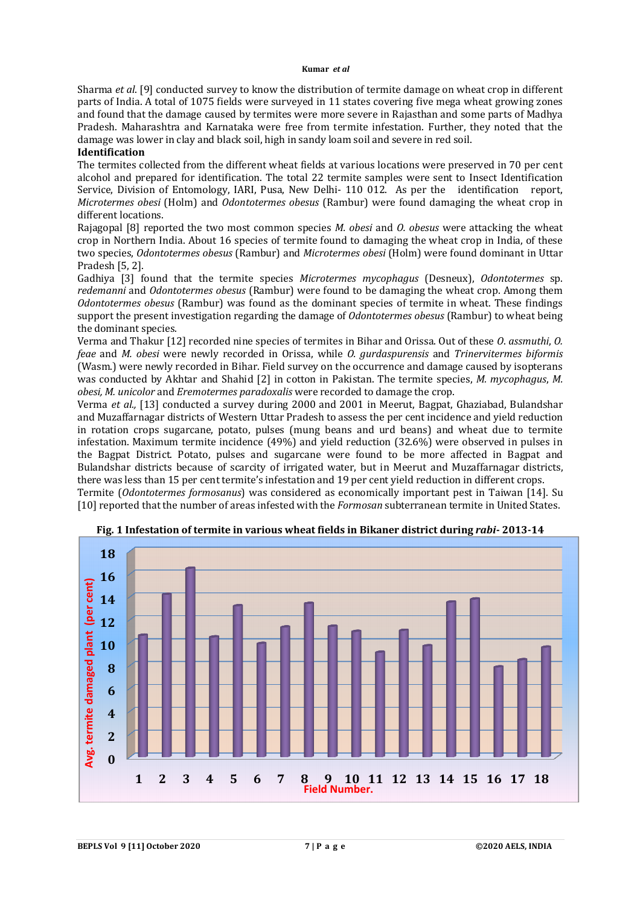Sharma *et al*. [9] conducted survey to know the distribution of termite damage on wheat crop in different parts of India. A total of 1075 fields were surveyed in 11 states covering five mega wheat growing zones and found that the damage caused by termites were more severe in Rajasthan and some parts of Madhya Pradesh. Maharashtra and Karnataka were free from termite infestation. Further, they noted that the damage was lower in clay and black soil, high in sandy loam soil and severe in red soil.

**Identification**

The termites collected from the different wheat fields at various locations were preserved in 70 per cent alcohol and prepared for identification. The total 22 termite samples were sent to Insect Identification Service, Division of Entomology, IARI, Pusa, New Delhi- 110 012. As per the identification report, *Microtermes obesi* (Holm) and *Odontotermes obesus* (Rambur) were found damaging the wheat crop in different locations.

Rajagopal [8] reported the two most common species *M. obesi* and *O. obesus* were attacking the wheat crop in Northern India. About 16 species of termite found to damaging the wheat crop in India, of these two species, *Odontotermes obesus* (Rambur) and *Microtermes obesi* (Holm) were found dominant in Uttar Pradesh [5, 2].

Gadhiya [3] found that the termite species *Microtermes mycophagus* (Desneux), *Odontotermes* sp. *redemanni* and *Odontotermes obesus* (Rambur) were found to be damaging the wheat crop. Among them *Odontotermes obesus* (Rambur) was found as the dominant species of termite in wheat. These findings support the present investigation regarding the damage of *Odontotermes obesus* (Rambur) to wheat being the dominant species.

Verma and Thakur [12] recorded nine species of termites in Bihar and Orissa. Out of these *O. assmuthi*, *O. feae* and *M. obesi* were newly recorded in Orissa, while *O. gurdaspurensis* and *Trinervitermes biformis* (Wasm.) were newly recorded in Bihar. Field survey on the occurrence and damage caused by isopterans was conducted by Akhtar and Shahid [2] in cotton in Pakistan. The termite species, *M. mycophagus*, *M. obesi, M. unicolor* and *Eremotermes paradoxalis* were recorded to damage the crop.

Verma *et al.,* [13] conducted a survey during 2000 and 2001 in Meerut, Bagpat, Ghaziabad, Bulandshar and Muzaffarnagar districts of Western Uttar Pradesh to assess the per cent incidence and yield reduction in rotation crops sugarcane, potato, pulses (mung beans and urd beans) and wheat due to termite infestation. Maximum termite incidence (49%) and yield reduction (32.6%) were observed in pulses in the Bagpat District. Potato, pulses and sugarcane were found to be more affected in Bagpat and Bulandshar districts because of scarcity of irrigated water, but in Meerut and Muzaffarnagar districts, there was less than 15 per cent termite's infestation and 19 per cent yield reduction in different crops.

Termite (*Odontotermes formosanus*) was considered as economically important pest in Taiwan [14]. Su [10] reported that the number of areas infested with the *Formosan* subterranean termite in United States.

**Fig. 1 Infestation of termite in various wheat fields in Bikaner district during *rabi*- 2013-14**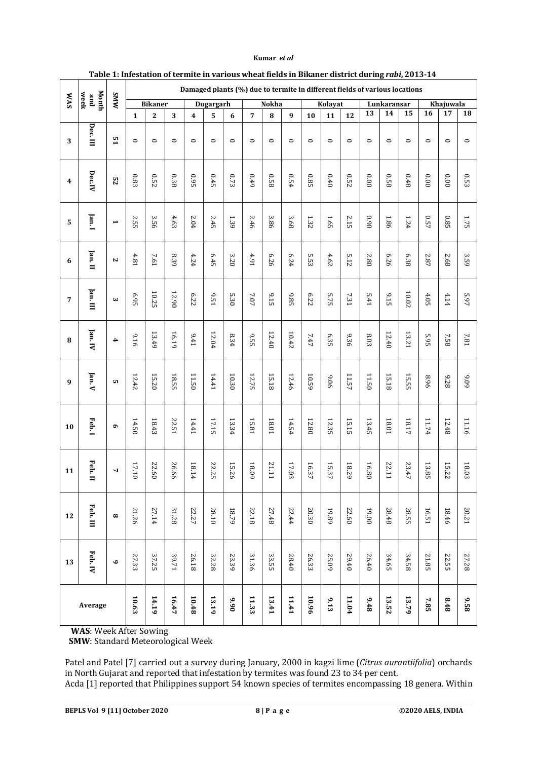**Table 1: Infestation of termite in various wheat fields in Bikaner district during *rabi*, 2013-14**

| WAS | Month and week | SMW | Damaged plants (%) due to termite in different fields of various locations | | | | | | | | | | | | | | | | | |
|---|---|---|---|---|---|---|---|---|---|---|---|---|---|---|---|---|---|---|---|---|
| | | | Bikaner | | | Dugargarh | | | Nokha | | | Kolayat | | | Lunkaransar | | | Khajuwala | | |
| | | | 1 | 2 | 3 | 4 | 5 | 6 | 7 | 8 | 9 | 10 | 11 | 12 | 13 | 14 | 15 | 16 | 17 | 18 |
| 3 | Dec. III | 51 | 0 | 0 | 0 | 0 | 0 | 0 | 0 | 0 | 0 | 0 | 0 | 0 | 0 | 0 | 0 | 0 | 0 | 0 |
| 4 | Dec.IV | 52 | 0.83 | 0.52 | 0.38 | 0.95 | 0.45 | 0.73 | 0.49 | 0.58 | 0.54 | 0.85 | 0.40 | 0.52 | 0.00 | 0.58 | 0.48 | 0.00 | 0.00 | 0.53 |
| 5 | Jan. I | 1 | 2.55 | 3.56 | 4.63 | 2.04 | 2.45 | 1.39 | 2.46 | 3.86 | 3.68 | 1.32 | 1.65 | 2.15 | 0.90 | 1.86 | 1.24 | 0.57 | 0.85 | 1.75 |
| 6 | Jan. II | 2 | 4.81 | 7.61 | 8.39 | 4.24 | 6.45 | 3.20 | 4.91 | 6.26 | 6.24 | 5.53 | 4.62 | 5.12 | 2.80 | 6.26 | 6.38 | 2.87 | 2.68 | 3.59 |
| 7 | Jan. III | 3 | 6.95 | 10.25 | 12.90 | 6.22 | 9.51 | 5.30 | 7.07 | 9.15 | 9.85 | 6.22 | 5.75 | 7.31 | 5.41 | 9.15 | 10.02 | 4.05 | 4.14 | 5.97 |
| 8 | Jan. IV | 4 | 9.16 | 13.49 | 16.19 | 9.41 | 12.04 | 8.34 | 9.55 | 12.40 | 10.42 | 7.47 | 6.35 | 9.36 | 8.03 | 12.40 | 13.21 | 5.95 | 7.58 | 7.81 |
| 9 | Jan. V | 5 | 12.42 | 15.20 | 18.55 | 11.50 | 14.41 | 10.30 | 12.75 | 15.18 | 12.46 | 10.59 | 9.06 | 11.57 | 11.50 | 15.18 | 15.55 | 8.96 | 9.28 | 9.09 |
| 10 | Feb. I | 6 | 14.50 | 18.43 | 22.51 | 14.41 | 17.15 | 13.34 | 15.81 | 18.01 | 14.54 | 12.80 | 12.35 | 15.15 | 13.45 | 18.01 | 18.17 | 11.74 | 12.48 | 11.16 |
| 11 | Feb. II | 7 | 17.10 | 22.60 | 26.66 | 18.14 | 22.25 | 15.26 | 18.09 | 21.11 | 17.03 | 16.37 | 15.37 | 18.29 | 16.80 | 22.11 | 23.47 | 13.85 | 15.22 | 18.03 |
| 12 | Feb. III | 8 | 21.26 | 27.14 | 31.28 | 22.27 | 28.10 | 18.79 | 22.18 | 27.48 | 22.44 | 20.30 | 19.89 | 22.60 | 19.00 | 28.48 | 28.55 | 16.51 | 18.46 | 20.21 |
| 13 | Feb. IV | 9 | 27.33 | 37.25 | 39.71 | 26.18 | 32.28 | 23.39 | 31.36 | 33.55 | 28.40 | 26.33 | 25.09 | 29.40 | 26.40 | 34.65 | 34.58 | 21.85 | 22.55 | 27.28 |
| Average | | | **10.63** | **14.19** | **16.47** | **10.48** | **13.19** | **9.90** | **11.33** | **13.41** | **11.41** | **10.96** | **9.13** | **11.04** | **9.48** | **13.52** | **13.79** | **7.85** | **8.48** | **9.58** |

**WAS**: Week After Sowing
**SMW**: Standard Meteorological Week

Patel and Patel [7] carried out a survey during January, 2000 in kagzi lime (*Citrus aurantiifolia*) orchards in North Gujarat and reported that infestation by termites was found 23 to 34 per cent.

Acda [1] reported that Philippines support 54 known species of termites encompassing 18 genera. Within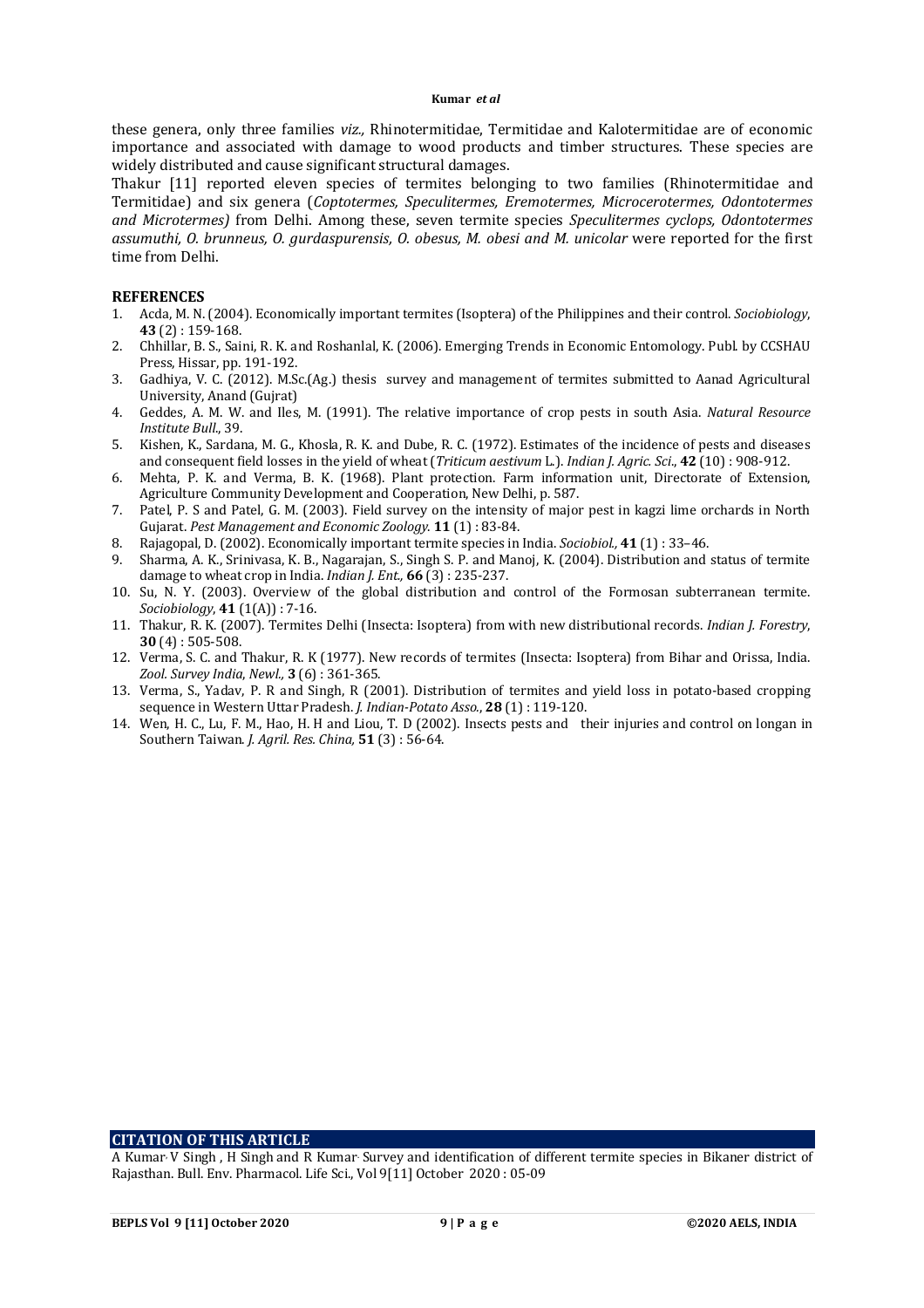these genera, only three families *viz.,* Rhinotermitidae, Termitidae and Kalotermitidae are of economic importance and associated with damage to wood products and timber structures. These species are widely distributed and cause significant structural damages.

Thakur [11] reported eleven species of termites belonging to two families (Rhinotermitidae and Termitidae) and six genera (*Coptotermes, Speculitermes, Eremotermes, Microcerotermes, Odontotermes and Microtermes)* from Delhi. Among these, seven termite species *Speculitermes cyclops, Odontotermes assumuthi, O. brunneus, O. gurdaspurensis, O. obesus, M. obesi and M. unicolar* were reported for the first time from Delhi.

## REFERENCES

1. Acda, M. N. (2004). Economically important termites (Isoptera) of the Philippines and their control. *Sociobiology*, **43** (2) : 159-168.
2. Chhillar, B. S., Saini, R. K. and Roshanlal, K. (2006). Emerging Trends in Economic Entomology. Publ. by CCSHAU Press, Hissar, pp. 191-192.
3. Gadhiya, V. C. (2012). M.Sc.(Ag.) thesis survey and management of termites submitted to Aanad Agricultural University, Anand (Gujrat)
4. Geddes, A. M. W. and Iles, M. (1991). The relative importance of crop pests in south Asia. *Natural Resource Institute Bull*., 39.
5. Kishen, K., Sardana, M. G., Khosla, R. K. and Dube, R. C. (1972). Estimates of the incidence of pests and diseases and consequent field losses in the yield of wheat (*Triticum aestivum* L.). *Indian J. Agric. Sci*., **42** (10) : 908-912.
6. Mehta, P. K. and Verma, B. K. (1968). Plant protection. Farm information unit, Directorate of Extension, Agriculture Community Development and Cooperation, New Delhi, p. 587.
7. Patel, P. S and Patel, G. M. (2003). Field survey on the intensity of major pest in kagzi lime orchards in North Gujarat. *Pest Management and Economic Zoology.* **11** (1) : 83-84.
8. Rajagopal, D. (2002). Economically important termite species in India. *Sociobiol.,* **41** (1) : 33–46.
9. Sharma, A. K., Srinivasa, K. B., Nagarajan, S., Singh S. P. and Manoj, K. (2004). Distribution and status of termite damage to wheat crop in India. *Indian J. Ent.,* **66** (3) : 235-237.
10. Su, N. Y. (2003). Overview of the global distribution and control of the Formosan subterranean termite. *Sociobiology*, **41** (1(A)) : 7-16.
11. Thakur, R. K. (2007). Termites Delhi (Insecta: Isoptera) from with new distributional records. *Indian J. Forestry*, **30** (4) : 505-508.
12. Verma, S. C. and Thakur, R. K (1977). New records of termites (Insecta: Isoptera) from Bihar and Orissa, India. *Zool. Survey India*, *Newl.,* **3** (6) : 361-365.
13. Verma, S., Yadav, P. R and Singh, R (2001). Distribution of termites and yield loss in potato-based cropping sequence in Western Uttar Pradesh. *J. Indian-Potato Asso.*, **28** (1) : 119-120.
14. Wen, H. C., Lu, F. M., Hao, H. H and Liou, T. D (2002). Insects pests and their injuries and control on longan in Southern Taiwan. *J. Agril. Res. China,* **51** (3) : 56-64.

**CITATION OF THIS ARTICLE**

A Kumar, V Singh , H Singh and R Kumar. Survey and identification of different termite species in Bikaner district of Rajasthan. Bull. Env. Pharmacol. Life Sci., Vol 9[11] October 2020 : 05-09